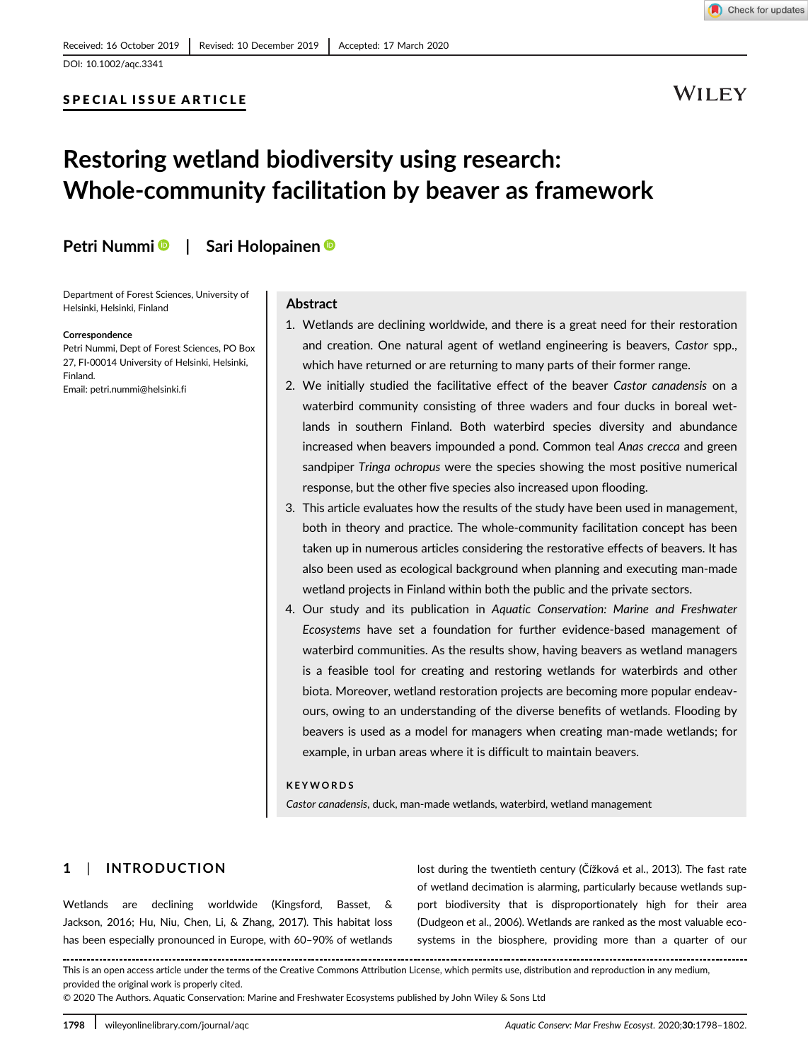Received: 16 October 2019 | Revised: 10 December 2019 | Accepted: 17 March 2020

DOI: 10.1002/aqc.3341

**SPECIAL ISSUE ARTICLE**

# Restoring wetland biodiversity using research: Whole-community facilitation by beaver as framework

**Petri Nummi | Sari Holopainen**

Department of Forest Sciences, University of Helsinki, Helsinki, Finland

**Correspondence**
Petri Nummi, Dept of Forest Sciences, PO Box 27, FI-00014 University of Helsinki, Helsinki, Finland.
Email: petri.nummi@helsinki.fi

## Abstract

1. Wetlands are declining worldwide, and there is a great need for their restoration and creation. One natural agent of wetland engineering is beavers, *Castor* spp., which have returned or are returning to many parts of their former range.
2. We initially studied the facilitative effect of the beaver *Castor canadensis* on a waterbird community consisting of three waders and four ducks in boreal wetlands in southern Finland. Both waterbird species diversity and abundance increased when beavers impounded a pond. Common teal *Anas crecca* and green sandpiper *Tringa ochropus* were the species showing the most positive numerical response, but the other five species also increased upon flooding.
3. This article evaluates how the results of the study have been used in management, both in theory and practice. The whole-community facilitation concept has been taken up in numerous articles considering the restorative effects of beavers. It has also been used as ecological background when planning and executing man-made wetland projects in Finland within both the public and the private sectors.
4. Our study and its publication in *Aquatic Conservation: Marine and Freshwater Ecosystems* have set a foundation for further evidence-based management of waterbird communities. As the results show, having beavers as wetland managers is a feasible tool for creating and restoring wetlands for waterbirds and other biota. Moreover, wetland restoration projects are becoming more popular endeavours, owing to an understanding of the diverse benefits of wetlands. Flooding by beavers is used as a model for managers when creating man-made wetlands; for example, in urban areas where it is difficult to maintain beavers.

**KEYWORDS**

*Castor canadensis*, duck, man-made wetlands, waterbird, wetland management

## 1 | INTRODUCTION

Wetlands are declining worldwide (Kingsford, Basset, & Jackson, 2016; Hu, Niu, Chen, Li, & Zhang, 2017). This habitat loss has been especially pronounced in Europe, with 60–90% of wetlands lost during the twentieth century (Čížková et al., 2013). The fast rate of wetland decimation is alarming, particularly because wetlands support biodiversity that is disproportionately high for their area (Dudgeon et al., 2006). Wetlands are ranked as the most valuable ecosystems in the biosphere, providing more than a quarter of our

This is an open access article under the terms of the Creative Commons Attribution License, which permits use, distribution and reproduction in any medium, provided the original work is properly cited.
© 2020 The Authors. Aquatic Conservation: Marine and Freshwater Ecosystems published by John Wiley & Sons Ltd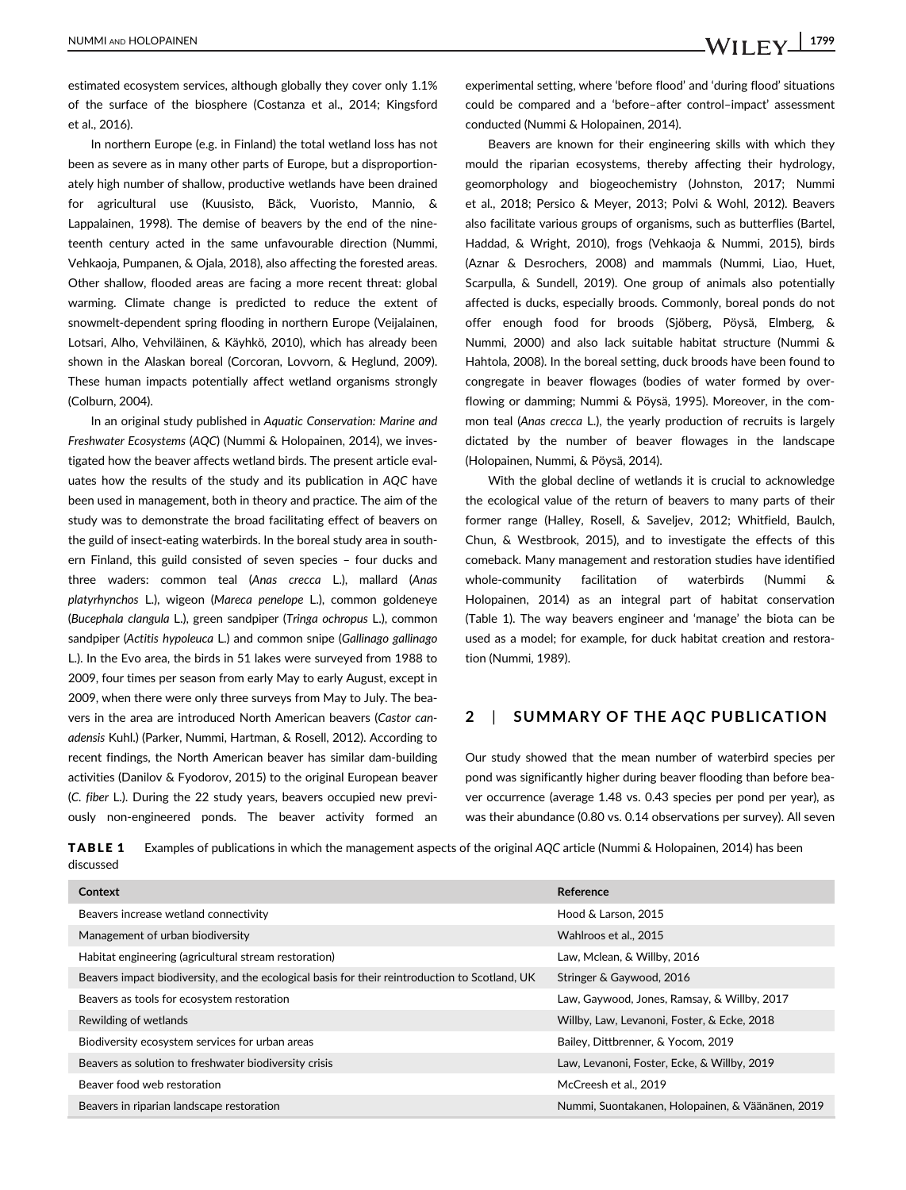estimated ecosystem services, although globally they cover only 1.1% of the surface of the biosphere (Costanza et al., 2014; Kingsford et al., 2016).

In northern Europe (e.g. in Finland) the total wetland loss has not been as severe as in many other parts of Europe, but a disproportionately high number of shallow, productive wetlands have been drained for agricultural use (Kuusisto, Bäck, Vuoristo, Mannio, & Lappalainen, 1998). The demise of beavers by the end of the nineteenth century acted in the same unfavourable direction (Nummi, Vehkaoja, Pumpanen, & Ojala, 2018), also affecting the forested areas. Other shallow, flooded areas are facing a more recent threat: global warming. Climate change is predicted to reduce the extent of snowmelt-dependent spring flooding in northern Europe (Veijalainen, Lotsari, Alho, Vehviläinen, & Käyhkö, 2010), which has already been shown in the Alaskan boreal (Corcoran, Lovvorn, & Heglund, 2009). These human impacts potentially affect wetland organisms strongly (Colburn, 2004).

In an original study published in *Aquatic Conservation: Marine and Freshwater Ecosystems* (*AQC*) (Nummi & Holopainen, 2014), we investigated how the beaver affects wetland birds. The present article evaluates how the results of the study and its publication in *AQC* have been used in management, both in theory and practice. The aim of the study was to demonstrate the broad facilitating effect of beavers on the guild of insect-eating waterbirds. In the boreal study area in southern Finland, this guild consisted of seven species – four ducks and three waders: common teal (*Anas crecca* L.), mallard (*Anas platyrhynchos* L.), wigeon (*Mareca penelope* L.), common goldeneye (*Bucephala clangula* L.), green sandpiper (*Tringa ochropus* L.), common sandpiper (*Actitis hypoleuca* L.) and common snipe (*Gallinago gallinago* L.). In the Evo area, the birds in 51 lakes were surveyed from 1988 to 2009, four times per season from early May to early August, except in 2009, when there were only three surveys from May to July. The beavers in the area are introduced North American beavers (*Castor canadensis* Kuhl.) (Parker, Nummi, Hartman, & Rosell, 2012). According to recent findings, the North American beaver has similar dam-building activities (Danilov & Fyodorov, 2015) to the original European beaver (*C. fiber* L.). During the 22 study years, beavers occupied new previously non-engineered ponds. The beaver activity formed an experimental setting, where 'before flood' and 'during flood' situations could be compared and a 'before–after control–impact' assessment conducted (Nummi & Holopainen, 2014).

Beavers are known for their engineering skills with which they mould the riparian ecosystems, thereby affecting their hydrology, geomorphology and biogeochemistry (Johnston, 2017; Nummi et al., 2018; Persico & Meyer, 2013; Polvi & Wohl, 2012). Beavers also facilitate various groups of organisms, such as butterflies (Bartel, Haddad, & Wright, 2010), frogs (Vehkaoja & Nummi, 2015), birds (Aznar & Desrochers, 2008) and mammals (Nummi, Liao, Huet, Scarpulla, & Sundell, 2019). One group of animals also potentially affected is ducks, especially broods. Commonly, boreal ponds do not offer enough food for broods (Sjöberg, Pöysä, Elmberg, & Nummi, 2000) and also lack suitable habitat structure (Nummi & Hahtola, 2008). In the boreal setting, duck broods have been found to congregate in beaver flowages (bodies of water formed by overflowing or damming; Nummi & Pöysä, 1995). Moreover, in the common teal (*Anas crecca* L.), the yearly production of recruits is largely dictated by the number of beaver flowages in the landscape (Holopainen, Nummi, & Pöysä, 2014).

With the global decline of wetlands it is crucial to acknowledge the ecological value of the return of beavers to many parts of their former range (Halley, Rosell, & Saveljev, 2012; Whitfield, Baulch, Chun, & Westbrook, 2015), and to investigate the effects of this comeback. Many management and restoration studies have identified whole-community facilitation of waterbirds (Nummi & Holopainen, 2014) as an integral part of habitat conservation (Table 1). The way beavers engineer and 'manage' the biota can be used as a model; for example, for duck habitat creation and restoration (Nummi, 1989).

## 2 | SUMMARY OF THE *AQC* PUBLICATION

Our study showed that the mean number of waterbird species per pond was significantly higher during beaver flooding than before beaver occurrence (average 1.48 vs. 0.43 species per pond per year), as was their abundance (0.80 vs. 0.14 observations per survey). All seven

**TABLE 1** Examples of publications in which the management aspects of the original *AQC* article (Nummi & Holopainen, 2014) has been discussed

| Context | Reference |
|---|---|
| Beavers increase wetland connectivity | Hood & Larson, 2015 |
| Management of urban biodiversity | Wahlroos et al., 2015 |
| Habitat engineering (agricultural stream restoration) | Law, Mclean, & Willby, 2016 |
| Beavers impact biodiversity, and the ecological basis for their reintroduction to Scotland, UK | Stringer & Gaywood, 2016 |
| Beavers as tools for ecosystem restoration | Law, Gaywood, Jones, Ramsay, & Willby, 2017 |
| Rewilding of wetlands | Willby, Law, Levanoni, Foster, & Ecke, 2018 |
| Biodiversity ecosystem services for urban areas | Bailey, Dittbrenner, & Yocom, 2019 |
| Beavers as solution to freshwater biodiversity crisis | Law, Levanoni, Foster, Ecke, & Willby, 2019 |
| Beaver food web restoration | McCreesh et al., 2019 |
| Beavers in riparian landscape restoration | Nummi, Suontakanen, Holopainen, & Väänänen, 2019 |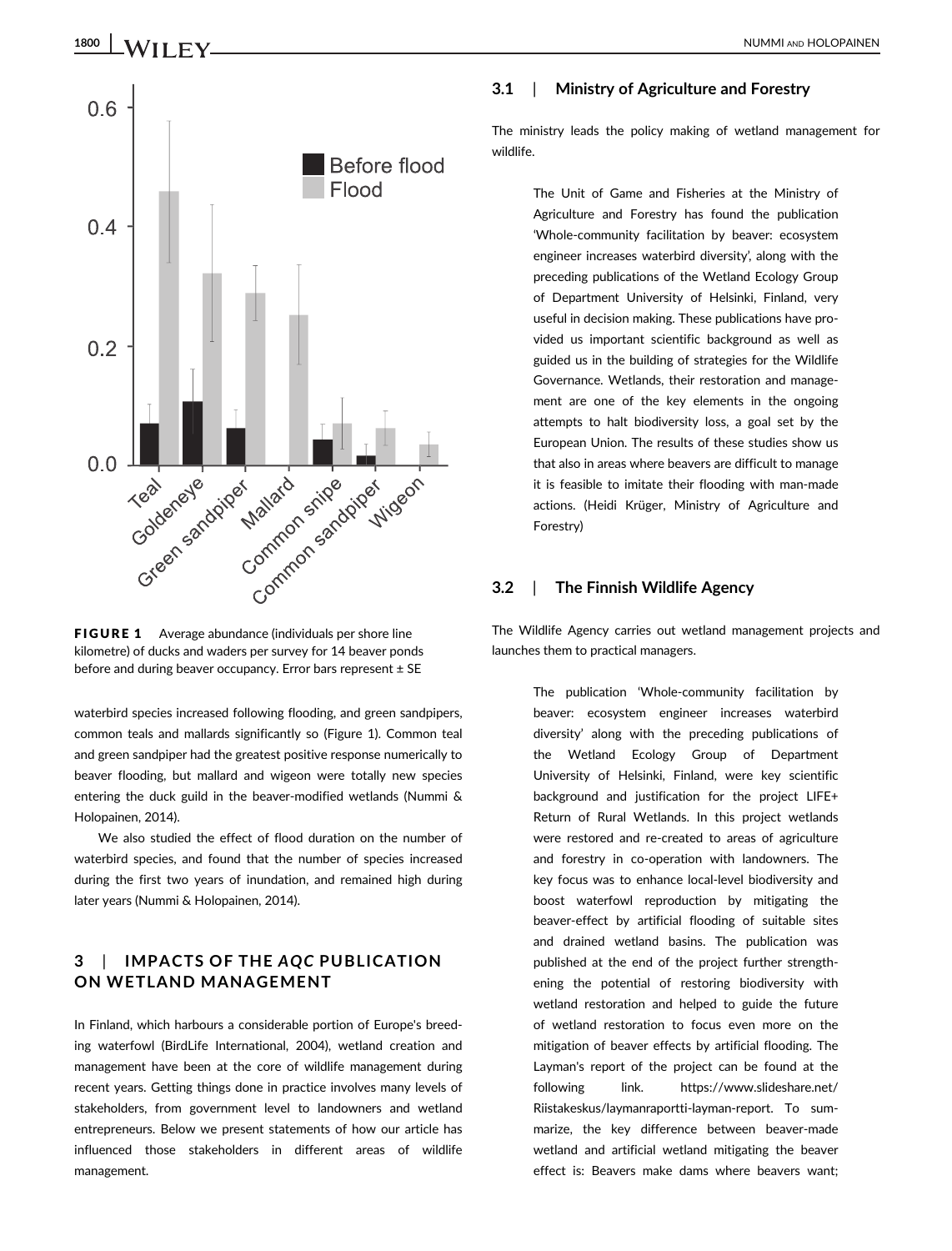FIGURE 1 Average abundance (individuals per shore line kilometre) of ducks and waders per survey for 14 beaver ponds before and during beaver occupancy. Error bars represent ± SE

waterbird species increased following flooding, and green sandpipers, common teals and mallards significantly so (Figure 1). Common teal and green sandpiper had the greatest positive response numerically to beaver flooding, but mallard and wigeon were totally new species entering the duck guild in the beaver-modified wetlands (Nummi & Holopainen, 2014).

We also studied the effect of flood duration on the number of waterbird species, and found that the number of species increased during the first two years of inundation, and remained high during later years (Nummi & Holopainen, 2014).

## 3 | IMPACTS OF THE *AQC* PUBLICATION ON WETLAND MANAGEMENT

In Finland, which harbours a considerable portion of Europe's breeding waterfowl (BirdLife International, 2004), wetland creation and management have been at the core of wildlife management during recent years. Getting things done in practice involves many levels of stakeholders, from government level to landowners and wetland entrepreneurs. Below we present statements of how our article has influenced those stakeholders in different areas of wildlife management.

### 3.1 | Ministry of Agriculture and Forestry

The ministry leads the policy making of wetland management for wildlife.

> The Unit of Game and Fisheries at the Ministry of Agriculture and Forestry has found the publication 'Whole-community facilitation by beaver: ecosystem engineer increases waterbird diversity', along with the preceding publications of the Wetland Ecology Group of Department University of Helsinki, Finland, very useful in decision making. These publications have provided us important scientific background as well as guided us in the building of strategies for the Wildlife Governance. Wetlands, their restoration and management are one of the key elements in the ongoing attempts to halt biodiversity loss, a goal set by the European Union. The results of these studies show us that also in areas where beavers are difficult to manage it is feasible to imitate their flooding with man-made actions. (Heidi Krüger, Ministry of Agriculture and Forestry)

### 3.2 | The Finnish Wildlife Agency

The Wildlife Agency carries out wetland management projects and launches them to practical managers.

> The publication 'Whole-community facilitation by beaver: ecosystem engineer increases waterbird diversity' along with the preceding publications of the Wetland Ecology Group of Department University of Helsinki, Finland, were key scientific background and justification for the project LIFE+ Return of Rural Wetlands. In this project wetlands were restored and re-created to areas of agriculture and forestry in co-operation with landowners. The key focus was to enhance local-level biodiversity and boost waterfowl reproduction by mitigating the beaver-effect by artificial flooding of suitable sites and drained wetland basins. The publication was published at the end of the project further strengthening the potential of restoring biodiversity with wetland restoration and helped to guide the future of wetland restoration to focus even more on the mitigation of beaver effects by artificial flooding. The Layman's report of the project can be found at the following link. https://www.slideshare.net/Riistakeskus/laymanraportti-layman-report. To summarize, the key difference between beaver-made wetland and artificial wetland mitigating the beaver effect is: Beavers make dams where beavers want;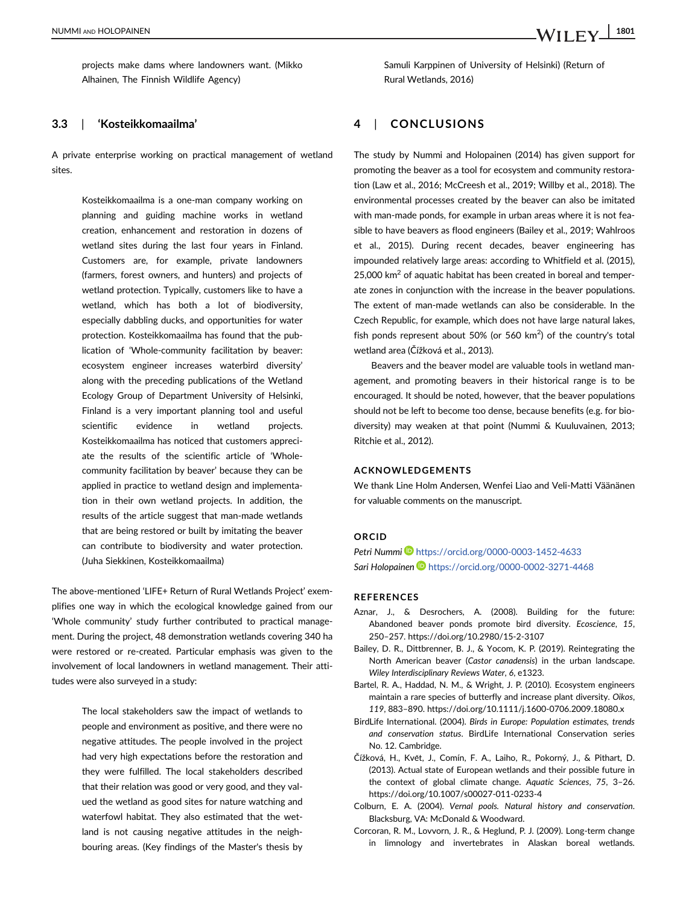projects make dams where landowners want. (Mikko Alhainen, The Finnish Wildlife Agency)

### 3.3 | 'Kosteikkomaailma'

A private enterprise working on practical management of wetland sites.

> Kosteikkomaailma is a one-man company working on planning and guiding machine works in wetland creation, enhancement and restoration in dozens of wetland sites during the last four years in Finland. Customers are, for example, private landowners (farmers, forest owners, and hunters) and projects of wetland protection. Typically, customers like to have a wetland, which has both a lot of biodiversity, especially dabbling ducks, and opportunities for water protection. Kosteikkomaailma has found that the publication of 'Whole-community facilitation by beaver: ecosystem engineer increases waterbird diversity' along with the preceding publications of the Wetland Ecology Group of Department University of Helsinki, Finland is a very important planning tool and useful scientific evidence in wetland projects. Kosteikkomaailma has noticed that customers appreciate the results of the scientific article of 'Whole-community facilitation by beaver' because they can be applied in practice to wetland design and implementation in their own wetland projects. In addition, the results of the article suggest that man-made wetlands that are being restored or built by imitating the beaver can contribute to biodiversity and water protection. (Juha Siekkinen, Kosteikkomaailma)

The above-mentioned 'LIFE+ Return of Rural Wetlands Project' exemplifies one way in which the ecological knowledge gained from our 'Whole community' study further contributed to practical management. During the project, 48 demonstration wetlands covering 340 ha were restored or re-created. Particular emphasis was given to the involvement of local landowners in wetland management. Their attitudes were also surveyed in a study:

> The local stakeholders saw the impact of wetlands to people and environment as positive, and there were no negative attitudes. The people involved in the project had very high expectations before the restoration and they were fulfilled. The local stakeholders described that their relation was good or very good, and they valued the wetland as good sites for nature watching and waterfowl habitat. They also estimated that the wetland is not causing negative attitudes in the neighbouring areas. (Key findings of the Master's thesis by Samuli Karppinen of University of Helsinki) (Return of Rural Wetlands, 2016)

## 4 | CONCLUSIONS

The study by Nummi and Holopainen (2014) has given support for promoting the beaver as a tool for ecosystem and community restoration (Law et al., 2016; McCreesh et al., 2019; Willby et al., 2018). The environmental processes created by the beaver can also be imitated with man-made ponds, for example in urban areas where it is not feasible to have beavers as flood engineers (Bailey et al., 2019; Wahlroos et al., 2015). During recent decades, beaver engineering has impounded relatively large areas: according to Whitfield et al. (2015), 25,000 km$^2$ of aquatic habitat has been created in boreal and temperate zones in conjunction with the increase in the beaver populations. The extent of man-made wetlands can also be considerable. In the Czech Republic, for example, which does not have large natural lakes, fish ponds represent about 50% (or 560 km$^2$) of the country's total wetland area (Čížková et al., 2013).

Beavers and the beaver model are valuable tools in wetland management, and promoting beavers in their historical range is to be encouraged. It should be noted, however, that the beaver populations should not be left to become too dense, because benefits (e.g. for biodiversity) may weaken at that point (Nummi & Kuuluvainen, 2013; Ritchie et al., 2012).

## ACKNOWLEDGEMENTS

We thank Line Holm Andersen, Wenfei Liao and Veli-Matti Väänänen for valuable comments on the manuscript.

## ORCID

*Petri Nummi* https://orcid.org/0000-0003-1452-4633
*Sari Holopainen* https://orcid.org/0000-0002-3271-4468

## REFERENCES

Aznar, J., & Desrochers, A. (2008). Building for the future: Abandoned beaver ponds promote bird diversity. *Ecoscience*, *15*, 250–257. https://doi.org/10.2980/15-2-3107

Bailey, D. R., Dittbrenner, B. J., & Yocom, K. P. (2019). Reintegrating the North American beaver (*Castor canadensis*) in the urban landscape. *Wiley Interdisciplinary Reviews Water*, *6*, e1323.

Bartel, R. A., Haddad, N. M., & Wright, J. P. (2010). Ecosystem engineers maintain a rare species of butterfly and increase plant diversity. *Oikos*, *119*, 883–890. https://doi.org/10.1111/j.1600-0706.2009.18080.x

BirdLife International. (2004). *Birds in Europe: Population estimates, trends and conservation status*. BirdLife International Conservation series No. 12. Cambridge.

Čížková, H., Květ, J., Comín, F. A., Laiho, R., Pokorný, J., & Pithart, D. (2013). Actual state of European wetlands and their possible future in the context of global climate change. *Aquatic Sciences*, *75*, 3–26. https://doi.org/10.1007/s00027-011-0233-4

Colburn, E. A. (2004). *Vernal pools. Natural history and conservation*. Blacksburg, VA: McDonald & Woodward.

Corcoran, R. M., Lovvorn, J. R., & Heglund, P. J. (2009). Long-term change in limnology and invertebrates in Alaskan boreal wetlands.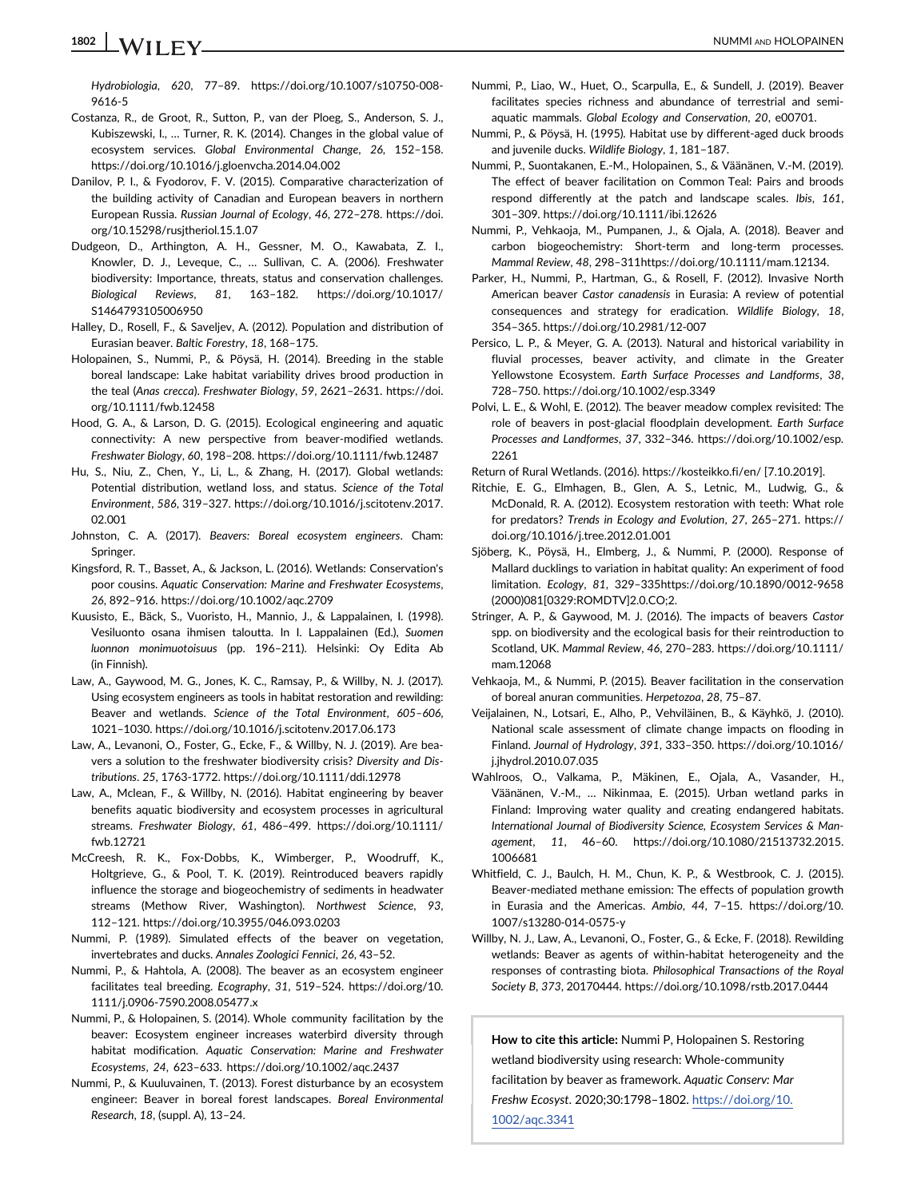*Hydrobiologia*, *620*, 77–89. https://doi.org/10.1007/s10750-008-9616-5

Costanza, R., de Groot, R., Sutton, P., van der Ploeg, S., Anderson, S. J., Kubiszewski, I., … Turner, R. K. (2014). Changes in the global value of ecosystem services. *Global Environmental Change*, *26*, 152–158. https://doi.org/10.1016/j.gloenvcha.2014.04.002

Danilov, P. I., & Fyodorov, F. V. (2015). Comparative characterization of the building activity of Canadian and European beavers in northern European Russia. *Russian Journal of Ecology*, *46*, 272–278. https://doi.org/10.15298/rusjtheriol.15.1.07

Dudgeon, D., Arthington, A. H., Gessner, M. O., Kawabata, Z. I., Knowler, D. J., Leveque, C., … Sullivan, C. A. (2006). Freshwater biodiversity: Importance, threats, status and conservation challenges. *Biological Reviews*, *81*, 163–182. https://doi.org/10.1017/S1464793105006950

Halley, D., Rosell, F., & Saveljev, A. (2012). Population and distribution of Eurasian beaver. *Baltic Forestry*, *18*, 168–175.

Holopainen, S., Nummi, P., & Pöysä, H. (2014). Breeding in the stable boreal landscape: Lake habitat variability drives brood production in the teal (*Anas crecca*). *Freshwater Biology*, *59*, 2621–2631. https://doi.org/10.1111/fwb.12458

Hood, G. A., & Larson, D. G. (2015). Ecological engineering and aquatic connectivity: A new perspective from beaver-modified wetlands. *Freshwater Biology*, *60*, 198–208. https://doi.org/10.1111/fwb.12487

Hu, S., Niu, Z., Chen, Y., Li, L., & Zhang, H. (2017). Global wetlands: Potential distribution, wetland loss, and status. *Science of the Total Environment*, *586*, 319–327. https://doi.org/10.1016/j.scitotenv.2017.02.001

Johnston, C. A. (2017). *Beavers: Boreal ecosystem engineers*. Cham: Springer.

Kingsford, R. T., Basset, A., & Jackson, L. (2016). Wetlands: Conservation's poor cousins. *Aquatic Conservation: Marine and Freshwater Ecosystems*, *26*, 892–916. https://doi.org/10.1002/aqc.2709

Kuusisto, E., Bäck, S., Vuoristo, H., Mannio, J., & Lappalainen, I. (1998). Vesiluonto osana ihmisen taloutta. In I. Lappalainen (Ed.), *Suomen luonnon monimuotoisuus* (pp. 196–211). Helsinki: Oy Edita Ab (in Finnish).

Law, A., Gaywood, M. G., Jones, K. C., Ramsay, P., & Willby, N. J. (2017). Using ecosystem engineers as tools in habitat restoration and rewilding: Beaver and wetlands. *Science of the Total Environment*, *605–606*, 1021–1030. https://doi.org/10.1016/j.scitotenv.2017.06.173

Law, A., Levanoni, O., Foster, G., Ecke, F., & Willby, N. J. (2019). Are beavers a solution to the freshwater biodiversity crisis? *Diversity and Distributions*. *25*, 1763-1772. https://doi.org/10.1111/ddi.12978

Law, A., Mclean, F., & Willby, N. (2016). Habitat engineering by beaver benefits aquatic biodiversity and ecosystem processes in agricultural streams. *Freshwater Biology*, *61*, 486–499. https://doi.org/10.1111/fwb.12721

McCreesh, R. K., Fox-Dobbs, K., Wimberger, P., Woodruff, K., Holtgrieve, G., & Pool, T. K. (2019). Reintroduced beavers rapidly influence the storage and biogeochemistry of sediments in headwater streams (Methow River, Washington). *Northwest Science*, *93*, 112–121. https://doi.org/10.3955/046.093.0203

Nummi, P. (1989). Simulated effects of the beaver on vegetation, invertebrates and ducks. *Annales Zoologici Fennici*, *26*, 43–52.

Nummi, P., & Hahtola, A. (2008). The beaver as an ecosystem engineer facilitates teal breeding. *Ecography*, *31*, 519–524. https://doi.org/10.1111/j.0906-7590.2008.05477.x

Nummi, P., & Holopainen, S. (2014). Whole community facilitation by the beaver: Ecosystem engineer increases waterbird diversity through habitat modification. *Aquatic Conservation: Marine and Freshwater Ecosystems*, *24*, 623–633. https://doi.org/10.1002/aqc.2437

Nummi, P., & Kuuluvainen, T. (2013). Forest disturbance by an ecosystem engineer: Beaver in boreal forest landscapes. *Boreal Environmental Research*, *18*, (suppl. A), 13–24.

Nummi, P., Liao, W., Huet, O., Scarpulla, E., & Sundell, J. (2019). Beaver facilitates species richness and abundance of terrestrial and semi-aquatic mammals. *Global Ecology and Conservation*, *20*, e00701.

Nummi, P., & Pöysä, H. (1995). Habitat use by different-aged duck broods and juvenile ducks. *Wildlife Biology*, *1*, 181–187.

Nummi, P., Suontakanen, E.-M., Holopainen, S., & Väänänen, V.-M. (2019). The effect of beaver facilitation on Common Teal: Pairs and broods respond differently at the patch and landscape scales. *Ibis*, *161*, 301–309. https://doi.org/10.1111/ibi.12626

Nummi, P., Vehkaoja, M., Pumpanen, J., & Ojala, A. (2018). Beaver and carbon biogeochemistry: Short-term and long-term processes. *Mammal Review*, *48*, 298–311https://doi.org/10.1111/mam.12134.

Parker, H., Nummi, P., Hartman, G., & Rosell, F. (2012). Invasive North American beaver *Castor canadensis* in Eurasia: A review of potential consequences and strategy for eradication. *Wildlife Biology*, *18*, 354–365. https://doi.org/10.2981/12-007

Persico, L. P., & Meyer, G. A. (2013). Natural and historical variability in fluvial processes, beaver activity, and climate in the Greater Yellowstone Ecosystem. *Earth Surface Processes and Landforms*, *38*, 728–750. https://doi.org/10.1002/esp.3349

Polvi, L. E., & Wohl, E. (2012). The beaver meadow complex revisited: The role of beavers in post-glacial floodplain development. *Earth Surface Processes and Landformes*, *37*, 332–346. https://doi.org/10.1002/esp.2261

Return of Rural Wetlands. (2016). https://kosteikko.fi/en/ [7.10.2019].

Ritchie, E. G., Elmhagen, B., Glen, A. S., Letnic, M., Ludwig, G., & McDonald, R. A. (2012). Ecosystem restoration with teeth: What role for predators? *Trends in Ecology and Evolution*, *27*, 265–271. https://doi.org/10.1016/j.tree.2012.01.001

Sjöberg, K., Pöysä, H., Elmberg, J., & Nummi, P. (2000). Response of Mallard ducklings to variation in habitat quality: An experiment of food limitation. *Ecology*, *81*, 329–335https://doi.org/10.1890/0012-9658(2000)081[0329:ROMDTV]2.0.CO;2.

Stringer, A. P., & Gaywood, M. J. (2016). The impacts of beavers *Castor* spp. on biodiversity and the ecological basis for their reintroduction to Scotland, UK. *Mammal Review*, *46*, 270–283. https://doi.org/10.1111/mam.12068

Vehkaoja, M., & Nummi, P. (2015). Beaver facilitation in the conservation of boreal anuran communities. *Herpetozoa*, *28*, 75–87.

Veijalainen, N., Lotsari, E., Alho, P., Vehviläinen, B., & Käyhkö, J. (2010). National scale assessment of climate change impacts on flooding in Finland. *Journal of Hydrology*, *391*, 333–350. https://doi.org/10.1016/j.jhydrol.2010.07.035

Wahlroos, O., Valkama, P., Mäkinen, E., Ojala, A., Vasander, H., Väänänen, V.-M., … Nikinmaa, E. (2015). Urban wetland parks in Finland: Improving water quality and creating endangered habitats. *International Journal of Biodiversity Science, Ecosystem Services & Management*, *11*, 46–60. https://doi.org/10.1080/21513732.2015.1006681

Whitfield, C. J., Baulch, H. M., Chun, K. P., & Westbrook, C. J. (2015). Beaver-mediated methane emission: The effects of population growth in Eurasia and the Americas. *Ambio*, *44*, 7–15. https://doi.org/10.1007/s13280-014-0575-y

Willby, N. J., Law, A., Levanoni, O., Foster, G., & Ecke, F. (2018). Rewilding wetlands: Beaver as agents of within-habitat heterogeneity and the responses of contrasting biota. *Philosophical Transactions of the Royal Society B*, *373*, 20170444. https://doi.org/10.1098/rstb.2017.0444

**How to cite this article:** Nummi P, Holopainen S. Restoring wetland biodiversity using research: Whole-community facilitation by beaver as framework. *Aquatic Conserv: Mar Freshw Ecosyst*. 2020;30:1798–1802. https://doi.org/10.1002/aqc.3341